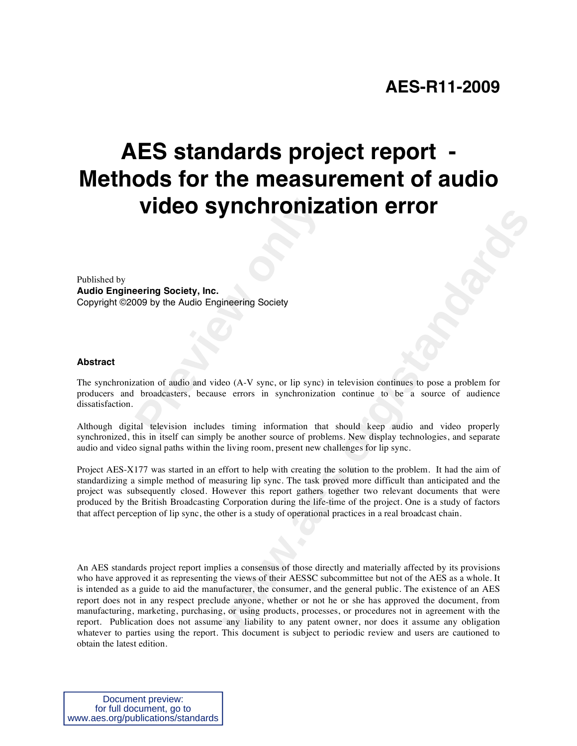# AES-R11-2009

# AES standards project report - Methods for the measurement of audio video synchronization error

Published by
**Audio Engineering Society, Inc.**
Copyright ©2009 by the Audio Engineering Society

### Abstract

The synchronization of audio and video (A-V sync, or lip sync) in television continues to pose a problem for producers and broadcasters, because errors in synchronization continue to be a source of audience dissatisfaction.

Although digital television includes timing information that should keep audio and video properly synchronized, this in itself can simply be another source of problems. New display technologies, and separate audio and video signal paths within the living room, present new challenges for lip sync.

Project AES-X177 was started in an effort to help with creating the solution to the problem. It had the aim of standardizing a simple method of measuring lip sync. The task proved more difficult than anticipated and the project was subsequently closed. However this report gathers together two relevant documents that were produced by the British Broadcasting Corporation during the life-time of the project. One is a study of factors that affect perception of lip sync, the other is a study of operational practices in a real broadcast chain.

An AES standards project report implies a consensus of those directly and materially affected by its provisions who have approved it as representing the views of their AESSC subcommittee but not of the AES as a whole. It is intended as a guide to aid the manufacturer, the consumer, and the general public. The existence of an AES report does not in any respect preclude anyone, whether or not he or she has approved the document, from manufacturing, marketing, purchasing, or using products, processes, or procedures not in agreement with the report. Publication does not assume any liability to any patent owner, nor does it assume any obligation whatever to parties using the report. This document is subject to periodic review and users are cautioned to obtain the latest edition.

Document preview:
for full document, go to
www.aes.org/publications/standards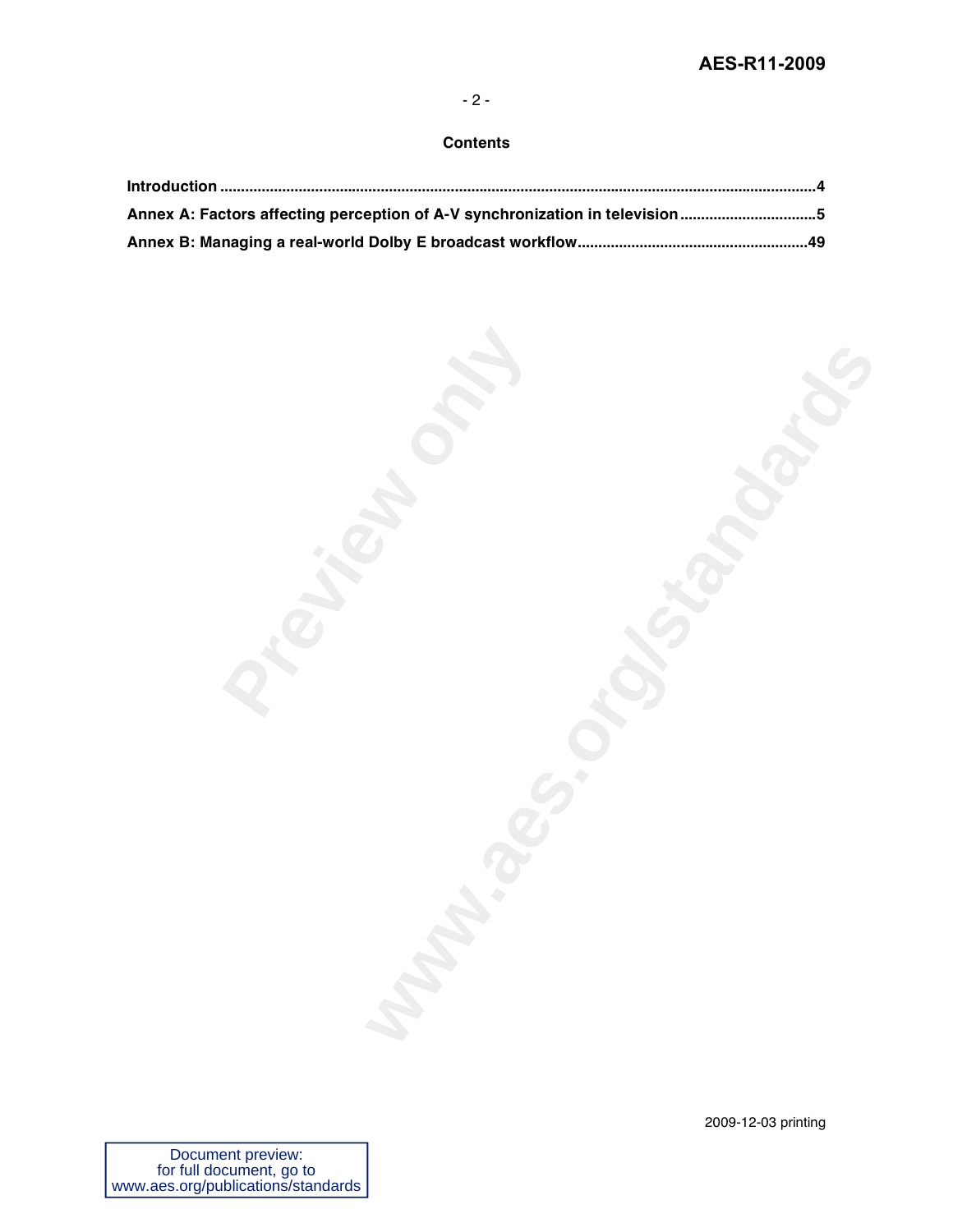**Contents**

**Introduction** ..................................................................................................................................................4

**Annex A: Factors affecting perception of A-V synchronization in television** ................................5

**Annex B: Managing a real-world Dolby E broadcast workflow** .......................................................49

2009-12-03 printing

Document preview:
for full document, go to
www.aes.org/publications/standards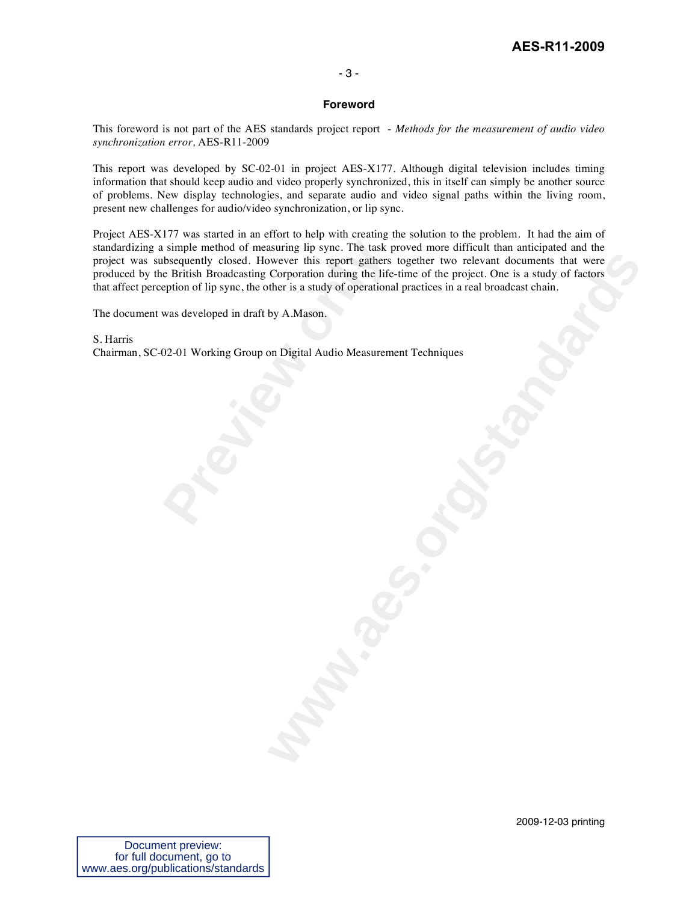## Foreword

This foreword is not part of the AES standards project report *- Methods for the measurement of audio video synchronization error,* AES-R11-2009

This report was developed by SC-02-01 in project AES-X177. Although digital television includes timing information that should keep audio and video properly synchronized, this in itself can simply be another source of problems. New display technologies, and separate audio and video signal paths within the living room, present new challenges for audio/video synchronization, or lip sync.

Project AES-X177 was started in an effort to help with creating the solution to the problem. It had the aim of standardizing a simple method of measuring lip sync. The task proved more difficult than anticipated and the project was subsequently closed. However this report gathers together two relevant documents that were produced by the British Broadcasting Corporation during the life-time of the project. One is a study of factors that affect perception of lip sync, the other is a study of operational practices in a real broadcast chain.

The document was developed in draft by A.Mason.

S. Harris
Chairman, SC-02-01 Working Group on Digital Audio Measurement Techniques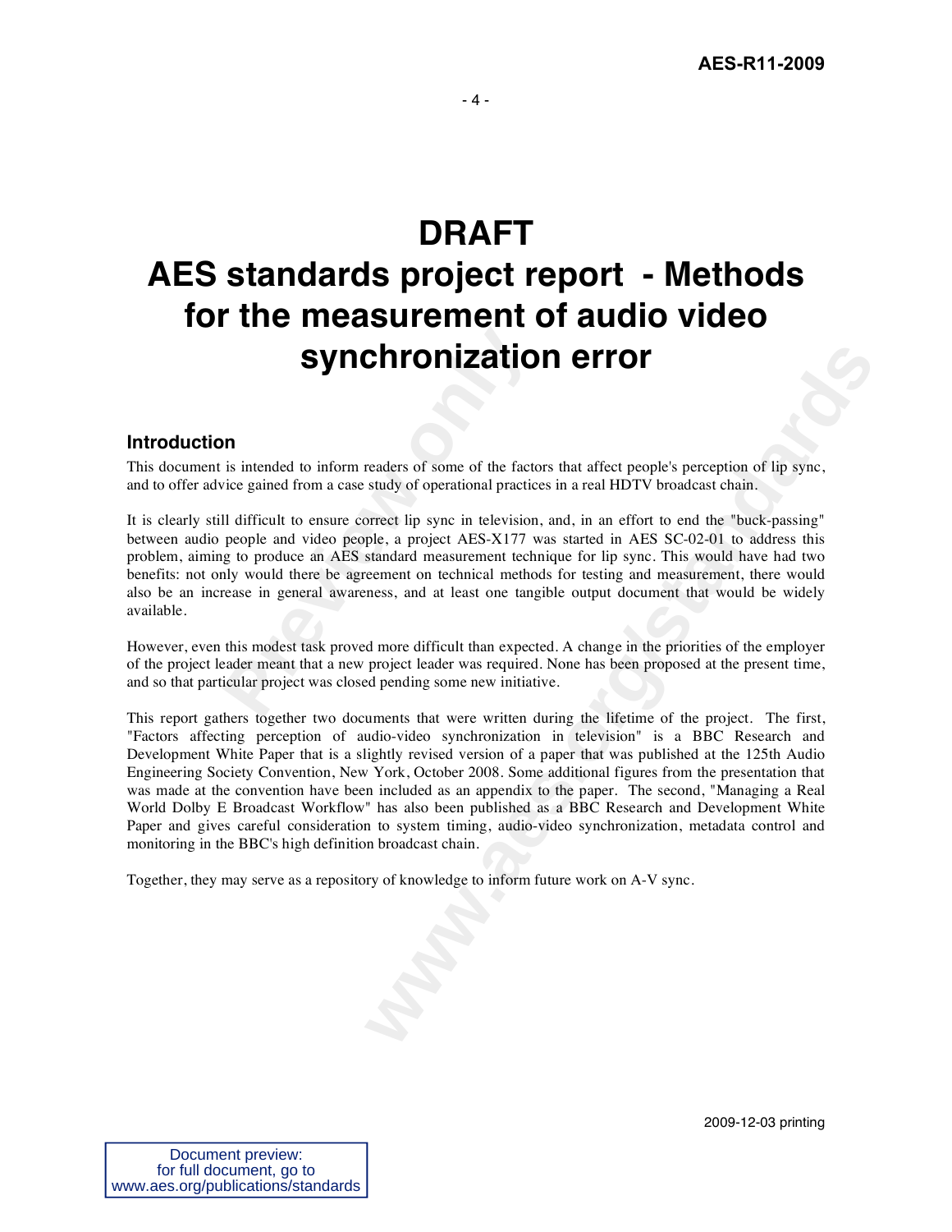# DRAFT
# AES standards project report - Methods for the measurement of audio video synchronization error

## Introduction

This document is intended to inform readers of some of the factors that affect people's perception of lip sync, and to offer advice gained from a case study of operational practices in a real HDTV broadcast chain.

It is clearly still difficult to ensure correct lip sync in television, and, in an effort to end the "buck-passing" between audio people and video people, a project AES-X177 was started in AES SC-02-01 to address this problem, aiming to produce an AES standard measurement technique for lip sync. This would have had two benefits: not only would there be agreement on technical methods for testing and measurement, there would also be an increase in general awareness, and at least one tangible output document that would be widely available.

However, even this modest task proved more difficult than expected. A change in the priorities of the employer of the project leader meant that a new project leader was required. None has been proposed at the present time, and so that particular project was closed pending some new initiative.

This report gathers together two documents that were written during the lifetime of the project. The first, "Factors affecting perception of audio-video synchronization in television" is a BBC Research and Development White Paper that is a slightly revised version of a paper that was published at the 125th Audio Engineering Society Convention, New York, October 2008. Some additional figures from the presentation that was made at the convention have been included as an appendix to the paper. The second, "Managing a Real World Dolby E Broadcast Workflow" has also been published as a BBC Research and Development White Paper and gives careful consideration to system timing, audio-video synchronization, metadata control and monitoring in the BBC's high definition broadcast chain.

Together, they may serve as a repository of knowledge to inform future work on A-V sync.